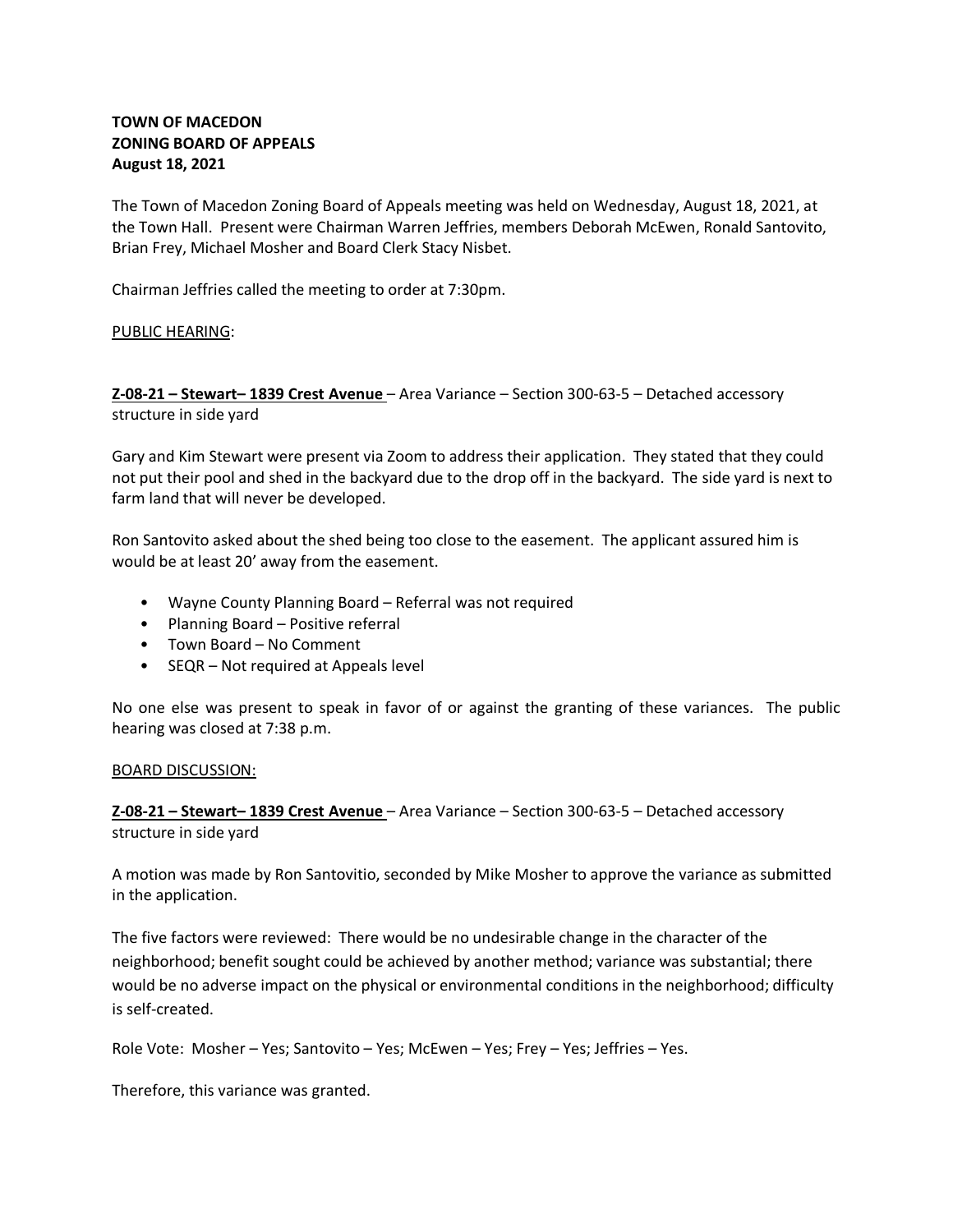**TOWN OF MACEDON**
**ZONING BOARD OF APPEALS**
**August 18, 2021**

The Town of Macedon Zoning Board of Appeals meeting was held on Wednesday, August 18, 2021, at the Town Hall. Present were Chairman Warren Jeffries, members Deborah McEwen, Ronald Santovito, Brian Frey, Michael Mosher and Board Clerk Stacy Nisbet.

Chairman Jeffries called the meeting to order at 7:30pm.

PUBLIC HEARING:

**Z-08-21 – Stewart– 1839 Crest Avenue** – Area Variance – Section 300-63-5 – Detached accessory structure in side yard

Gary and Kim Stewart were present via Zoom to address their application. They stated that they could not put their pool and shed in the backyard due to the drop off in the backyard. The side yard is next to farm land that will never be developed.

Ron Santovito asked about the shed being too close to the easement. The applicant assured him is would be at least 20' away from the easement.

- Wayne County Planning Board – Referral was not required
- Planning Board – Positive referral
- Town Board – No Comment
- SEQR – Not required at Appeals level

No one else was present to speak in favor of or against the granting of these variances. The public hearing was closed at 7:38 p.m.

BOARD DISCUSSION:

**Z-08-21 – Stewart– 1839 Crest Avenue** – Area Variance – Section 300-63-5 – Detached accessory structure in side yard

A motion was made by Ron Santovitio, seconded by Mike Mosher to approve the variance as submitted in the application.

The five factors were reviewed: There would be no undesirable change in the character of the neighborhood; benefit sought could be achieved by another method; variance was substantial; there would be no adverse impact on the physical or environmental conditions in the neighborhood; difficulty is self-created.

Role Vote: Mosher – Yes; Santovito – Yes; McEwen – Yes; Frey – Yes; Jeffries – Yes.

Therefore, this variance was granted.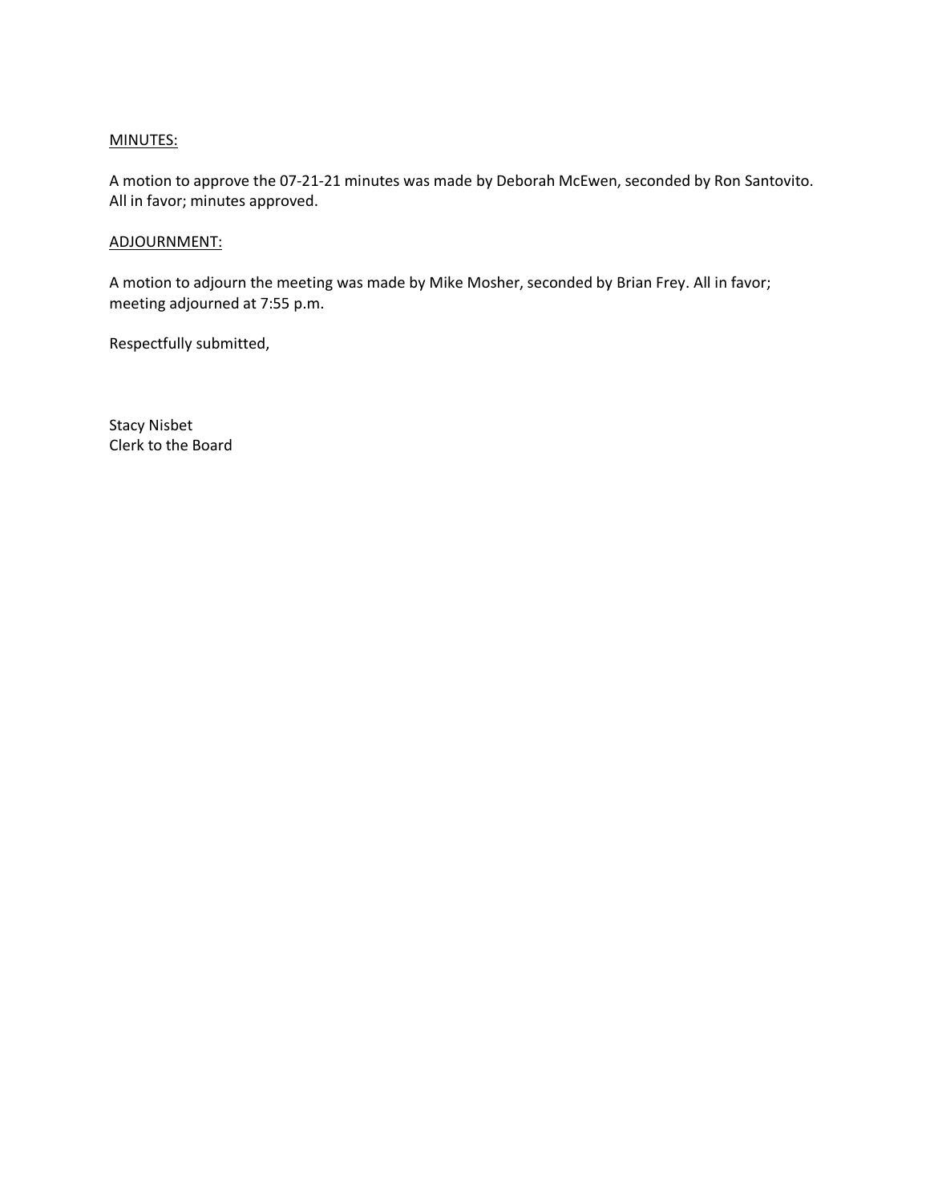MINUTES:

A motion to approve the 07-21-21 minutes was made by Deborah McEwen, seconded by Ron Santovito. All in favor; minutes approved.

ADJOURNMENT:

A motion to adjourn the meeting was made by Mike Mosher, seconded by Brian Frey. All in favor; meeting adjourned at 7:55 p.m.

Respectfully submitted,

Stacy Nisbet
Clerk to the Board